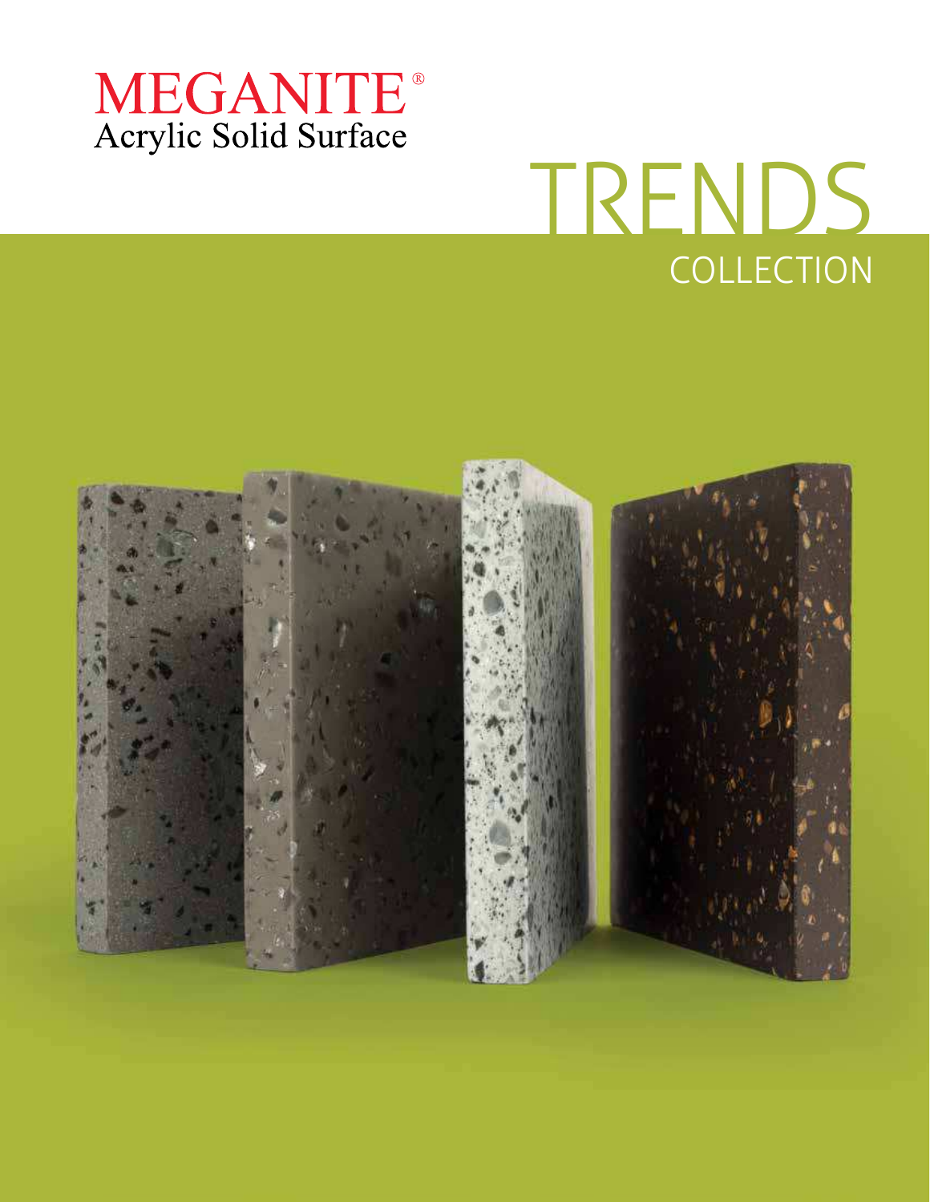MEGANITE®
Acrylic Solid Surface

# TRENDS
## COLLECTION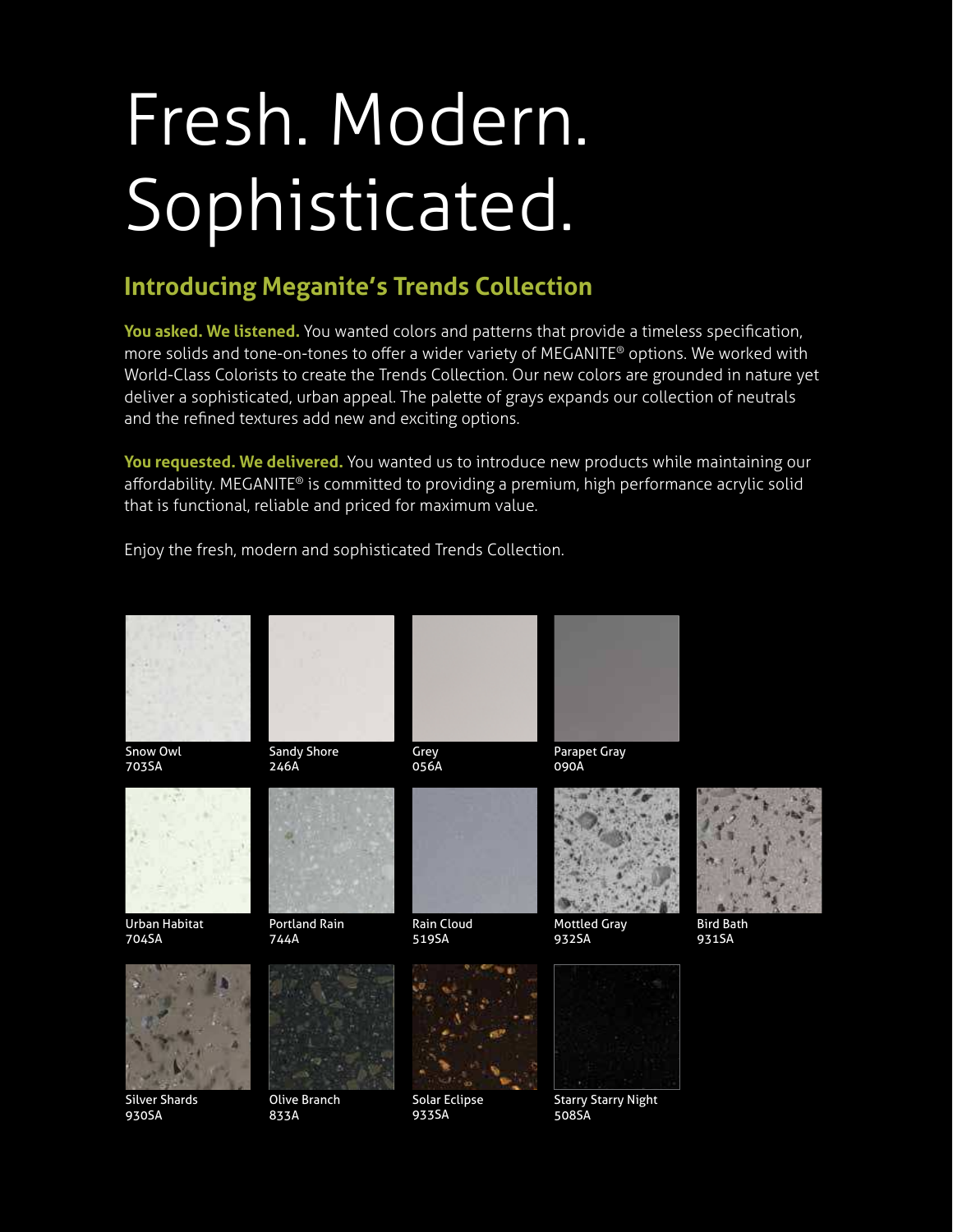# Fresh. Modern. Sophisticated.

## Introducing Meganite's Trends Collection

**You asked. We listened.** You wanted colors and patterns that provide a timeless specification, more solids and tone-on-tones to offer a wider variety of MEGANITE® options. We worked with World-Class Colorists to create the Trends Collection. Our new colors are grounded in nature yet deliver a sophisticated, urban appeal. The palette of grays expands our collection of neutrals and the refined textures add new and exciting options.

**You requested. We delivered.** You wanted us to introduce new products while maintaining our affordability. MEGANITE® is committed to providing a premium, high performance acrylic solid that is functional, reliable and priced for maximum value.

Enjoy the fresh, modern and sophisticated Trends Collection.

Snow Owl
703SA

Sandy Shore
246A

Grey
056A

Parapet Gray
090A

Urban Habitat
704SA

Portland Rain
744A

Rain Cloud
519SA

Mottled Gray
932SA

Bird Bath
931SA

Silver Shards
930SA

Olive Branch
833A

Solar Eclipse
933SA

Starry Starry Night
508SA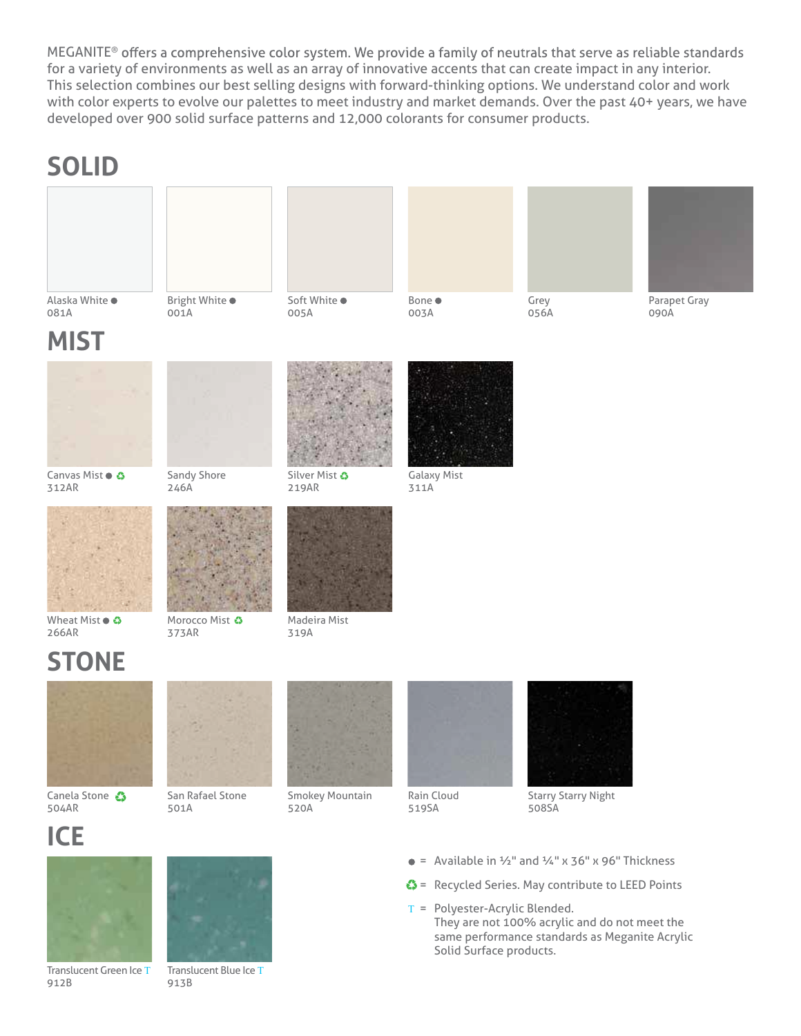MEGANITE® offers a comprehensive color system. We provide a family of neutrals that serve as reliable standards for a variety of environments as well as an array of innovative accents that can create impact in any interior. This selection combines our best selling designs with forward-thinking options. We understand color and work with color experts to evolve our palettes to meet industry and market demands. Over the past 40+ years, we have developed over 900 solid surface patterns and 12,000 colorants for consumer products.

## SOLID

- Alaska White ● 081A
- Bright White ● 001A
- Soft White ● 005A
- Bone ● 003A
- Grey 056A
- Parapet Gray 090A

## MIST

- Canvas Mist ● ♻ 312AR
- Sandy Shore 246A
- Silver Mist ♻ 219AR
- Galaxy Mist 311A
- Wheat Mist ● ♻ 266AR
- Morocco Mist ♻ 373AR
- Madeira Mist 319A

## STONE

- Canela Stone ♻ 504AR
- San Rafael Stone 501A
- Smokey Mountain 520A
- Rain Cloud 519SA
- Starry Starry Night 508SA

## ICE

- Translucent Green Ice T 912B
- Translucent Blue Ice T 913B

● = Available in ½" and ¼" x 36" x 96" Thickness

♻ = Recycled Series. May contribute to LEED Points

T = Polyester-Acrylic Blended. They are not 100% acrylic and do not meet the same performance standards as Meganite Acrylic Solid Surface products.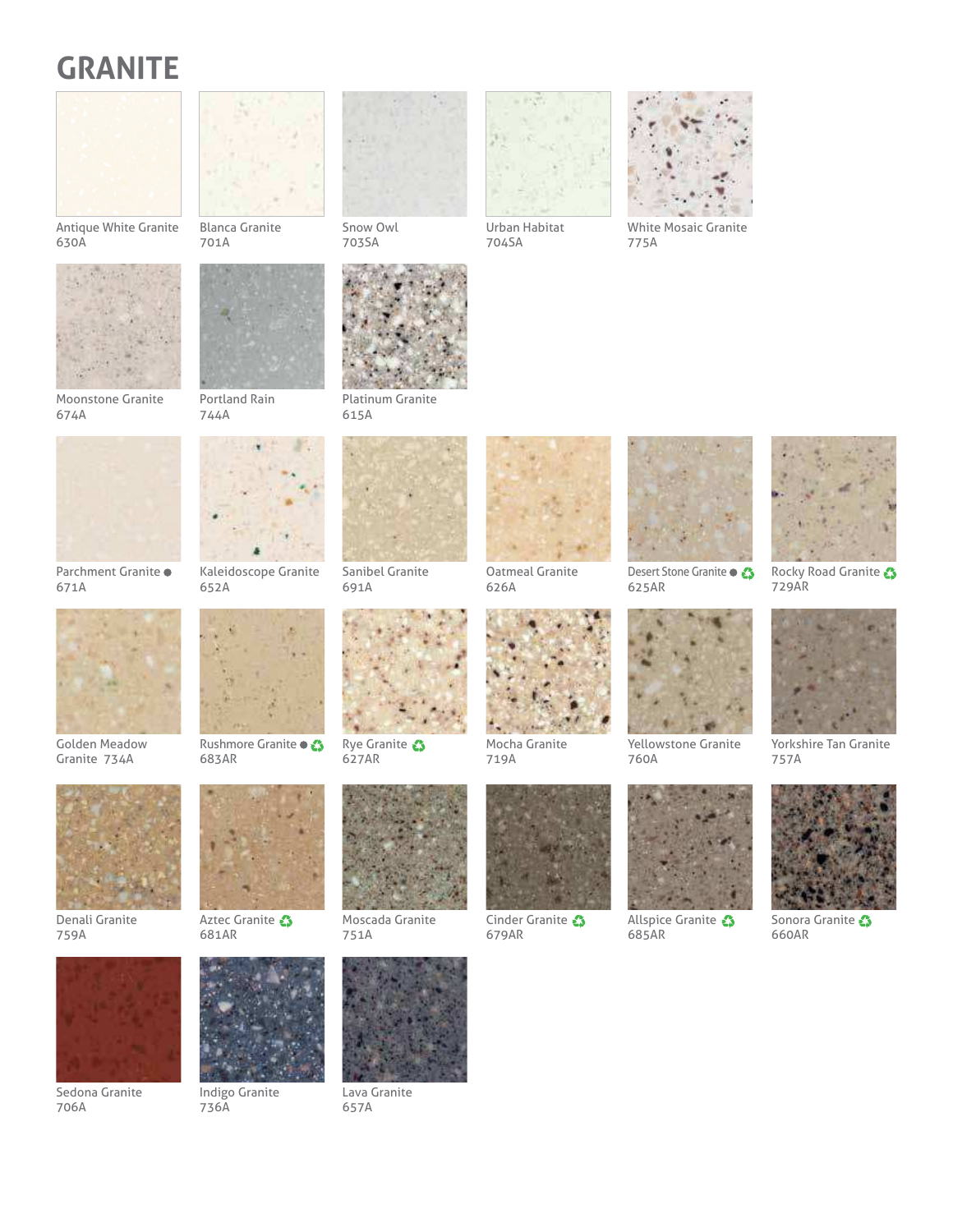# GRANITE

Antique White Granite
630A

Blanca Granite
701A

Snow Owl
703SA

Urban Habitat
704SA

White Mosaic Granite
775A

Moonstone Granite
674A

Portland Rain
744A

Platinum Granite
615A

Parchment Granite ●
671A

Kaleidoscope Granite
652A

Sanibel Granite
691A

Oatmeal Granite
626A

Desert Stone Granite ● ♻
625AR

Rocky Road Granite ♻
729AR

Golden Meadow Granite 734A

Rushmore Granite ● ♻
683AR

Rye Granite ♻
627AR

Mocha Granite
719A

Yellowstone Granite
760A

Yorkshire Tan Granite
757A

Denali Granite
759A

Aztec Granite ♻
681AR

Moscada Granite
751A

Cinder Granite ♻
679AR

Allspice Granite ♻
685AR

Sonora Granite ♻
660AR

Sedona Granite
706A

Indigo Granite
736A

Lava Granite
657A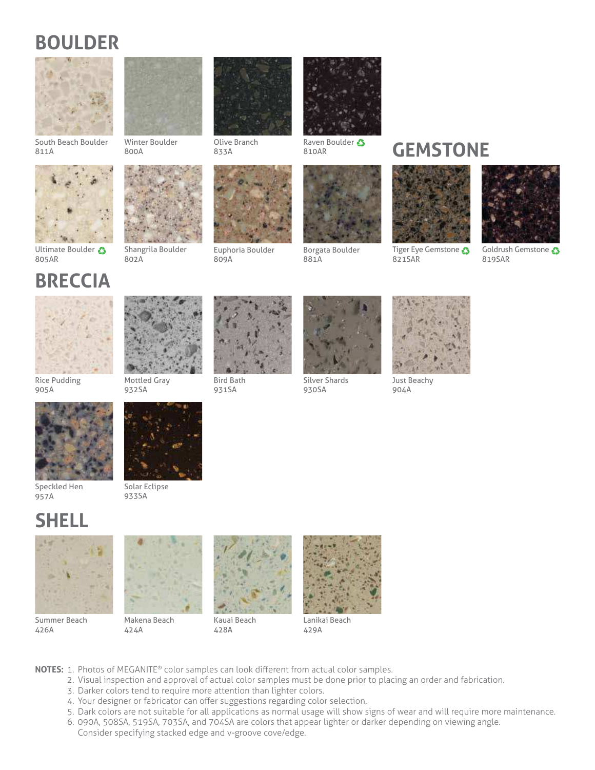## BOULDER

South Beach Boulder
811A

Winter Boulder
800A

Olive Branch
833A

Raven Boulder ♻
810AR

Ultimate Boulder ♻
805AR

Shangrila Boulder
802A

Euphoria Boulder
809A

Borgata Boulder
881A

## GEMSTONE

Tiger Eye Gemstone ♻
821SAR

Goldrush Gemstone ♻
819SAR

## BRECCIA

Rice Pudding
905A

Mottled Gray
932SA

Bird Bath
931SA

Silver Shards
930SA

Just Beachy
904A

Speckled Hen
957A

Solar Eclipse
933SA

## SHELL

Summer Beach
426A

Makena Beach
424A

Kauai Beach
428A

Lanikai Beach
429A

**NOTES:**
1. Photos of MEGANITE® color samples can look different from actual color samples.
2. Visual inspection and approval of actual color samples must be done prior to placing an order and fabrication.
3. Darker colors tend to require more attention than lighter colors.
4. Your designer or fabricator can offer suggestions regarding color selection.
5. Dark colors are not suitable for all applications as normal usage will show signs of wear and will require more maintenance.
6. 090A, 508SA, 519SA, 703SA, and 704SA are colors that appear lighter or darker depending on viewing angle. Consider specifying stacked edge and v-groove cove/edge.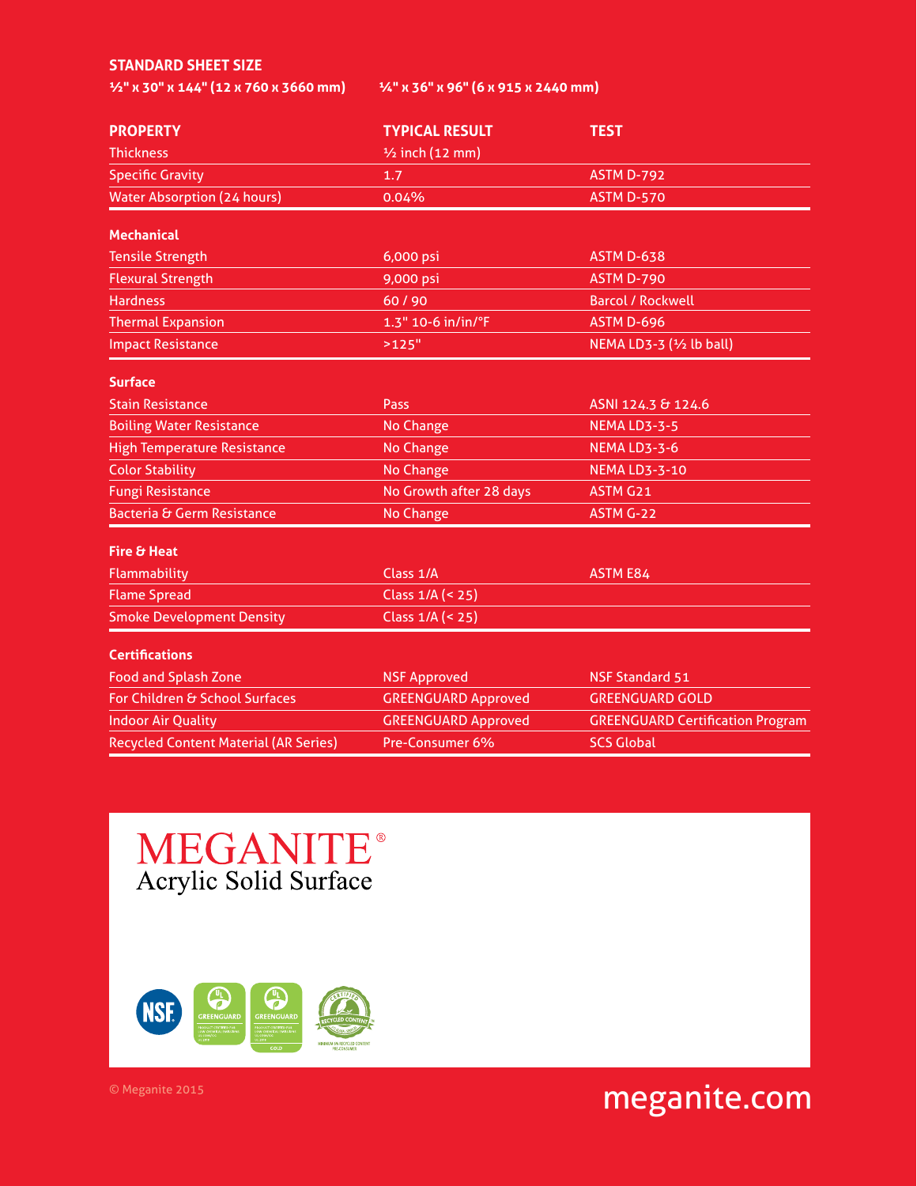## STANDARD SHEET SIZE

**½" x 30" x 144" (12 x 760 x 3660 mm)**    **¼" x 36" x 96" (6 x 915 x 2440 mm)**

| PROPERTY | TYPICAL RESULT | TEST |
|---|---|---|
| Thickness | ½ inch (12 mm) | |
| Specific Gravity | 1.7 | ASTM D-792 |
| Water Absorption (24 hours) | 0.04% | ASTM D-570 |
| **Mechanical** | | |
| Tensile Strength | 6,000 psi | ASTM D-638 |
| Flexural Strength | 9,000 psi | ASTM D-790 |
| Hardness | 60 / 90 | Barcol / Rockwell |
| Thermal Expansion | 1.3" 10-6 in/in/°F | ASTM D-696 |
| Impact Resistance | >125" | NEMA LD3-3 (½ lb ball) |
| **Surface** | | |
| Stain Resistance | Pass | ASNI 124.3 & 124.6 |
| Boiling Water Resistance | No Change | NEMA LD3-3-5 |
| High Temperature Resistance | No Change | NEMA LD3-3-6 |
| Color Stability | No Change | NEMA LD3-3-10 |
| Fungi Resistance | No Growth after 28 days | ASTM G21 |
| Bacteria & Germ Resistance | No Change | ASTM G-22 |
| **Fire & Heat** | | |
| Flammability | Class 1/A | ASTM E84 |
| Flame Spread | Class 1/A (< 25) | |
| Smoke Development Density | Class 1/A (< 25) | |
| **Certifications** | | |
| Food and Splash Zone | NSF Approved | NSF Standard 51 |
| For Children & School Surfaces | GREENGUARD Approved | GREENGUARD GOLD |
| Indoor Air Quality | GREENGUARD Approved | GREENGUARD Certification Program |
| Recycled Content Material (AR Series) | Pre-Consumer 6% | SCS Global |

MEGANITE®
Acrylic Solid Surface

© Meganite 2015

meganite.com